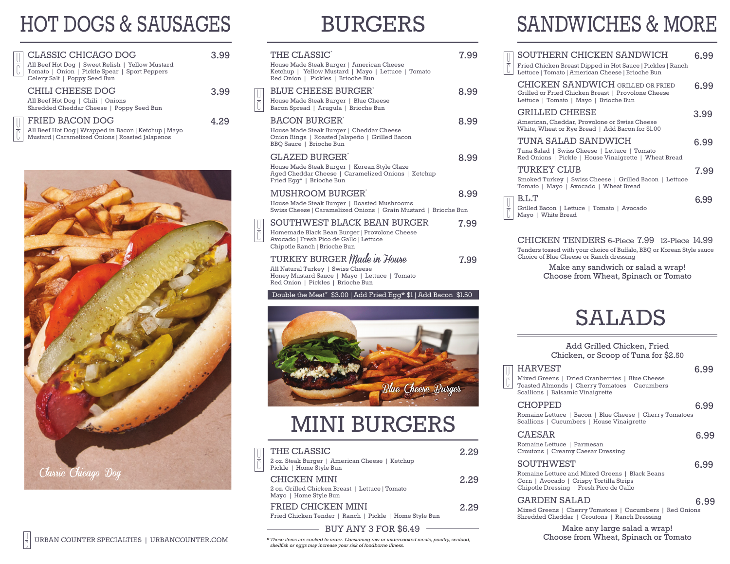# HOT DOGS & SAUSAGES

## CLASSIC CHICAGO DOG — 3.99
All Beef Hot Dog | Sweet Relish | Yellow Mustard
Tomato | Onion | Pickle Spear | Sport Peppers
Celery Salt | Poppy Seed Bun

## CHILI CHEESE DOG — 3.99
All Beef Hot Dog | Chili | Onions
Shredded Cheddar Cheese | Poppy Seed Bun

## FRIED BACON DOG — 4.29
All Beef Hot Dog | Wrapped in Bacon | Ketchup | Mayo
Mustard | Caramelized Onions | Roasted Jalapenos

*Classic Chicago Dog*

URBAN COUNTER SPECIALTIES | URBANCOUNTER.COM

# BURGERS

## THE CLASSIC* — 7.99
House Made Steak Burger | American Cheese
Ketchup | Yellow Mustard | Mayo | Lettuce | Tomato
Red Onion | Pickles | Brioche Bun

## BLUE CHEESE BURGER* — 8.99
House Made Steak Burger | Blue Cheese
Bacon Spread | Arugula | Brioche Bun

## BACON BURGER* — 8.99
House Made Steak Burger | Cheddar Cheese
Onion Rings | Roasted Jalapeño | Grilled Bacon
BBQ Sauce | Brioche Bun

## GLAZED BURGER* — 8.99
House Made Steak Burger | Korean Style Glaze
Aged Cheddar Cheese | Caramelized Onions | Ketchup
Fried Egg* | Brioche Bun

## MUSHROOM BURGER* — 8.99
House Made Steak Burger | Roasted Mushrooms
Swiss Cheese | Caramelized Onions | Grain Mustard | Brioche Bun

## SOUTHWEST BLACK BEAN BURGER — 7.99
Homemade Black Bean Burger | Provolone Cheese
Avocado | Fresh Pico de Gallo | Lettuce
Chipotle Ranch | Brioche Bun

## TURKEY BURGER *Made in House* — 7.99
All Natural Turkey | Swiss Cheese
Honey Mustard Sauce | Mayo | Lettuce | Tomato
Red Onion | Pickles | Brioche Bun

Double the Meat* $3.00 | Add Fried Egg* $1 | Add Bacon $1.50

*Blue Cheese Burger*

# MINI BURGERS

## THE CLASSIC — 2.29
2 oz. Steak Burger | American Cheese | Ketchup
Pickle | Home Style Bun

## CHICKEN MINI — 2.29
2 oz. Grilled Chicken Breast | Lettuce | Tomato
Mayo | Home Style Bun

## FRIED CHICKEN MINI — 2.29
Fried Chicken Tender | Ranch | Pickle | Home Style Bun

BUY ANY 3 FOR $6.49

*\* These items are cooked to order. Consuming raw or undercooked meats, poultry, seafood, shellfish or eggs may increase your risk of foodborne illness.*

# SANDWICHES & MORE

## SOUTHERN CHICKEN SANDWICH — 6.99
Fried Chicken Breast Dipped in Hot Sauce | Pickles | Ranch
Lettuce | Tomato | American Cheese | Brioche Bun

## CHICKEN SANDWICH GRILLED OR FRIED — 6.99
Grilled or Fried Chicken Breast | Provolone Cheese
Lettuce | Tomato | Mayo | Brioche Bun

## GRILLED CHEESE — 3.99
American, Cheddar, Provolone or Swiss Cheese
White, Wheat or Rye Bread | Add Bacon for $1.00

## TUNA SALAD SANDWICH — 6.99
Tuna Salad | Swiss Cheese | Lettuce | Tomato
Red Onions | Pickle | House Vinaigrette | Wheat Bread

## TURKEY CLUB — 7.99
Smoked Turkey | Swiss Cheese | Grilled Bacon | Lettuce
Tomato | Mayo | Avocado | Wheat Bread

## B.L.T — 6.99
Grilled Bacon | Lettuce | Tomato | Avocado
Mayo | White Bread

## CHICKEN TENDERS 6-Piece 7.99 12-Piece 14.99
Tenders tossed with your choice of Buffalo, BBQ or Korean Style sauce
Choice of Blue Cheese or Ranch dressing

Make any sandwich or salad a wrap!
Choose from Wheat, Spinach or Tomato

# SALADS

Add Grilled Chicken, Fried Chicken, or Scoop of Tuna for $2.50

## HARVEST — 6.99
Mixed Greens | Dried Cranberries | Blue Cheese
Toasted Almonds | Cherry Tomatoes | Cucumbers
Scallions | Balsamic Vinaigrette

## CHOPPED — 6.99
Romaine Lettuce | Bacon | Blue Cheese | Cherry Tomatoes
Scallions | Cucumbers | House Vinaigrette

## CAESAR — 6.99
Romaine Lettuce | Parmesan
Croutons | Creamy Caesar Dressing

## SOUTHWEST — 6.99
Romaine Lettuce and Mixed Greens | Black Beans
Corn | Avocado | Crispy Tortilla Strips
Chipotle Dressing | Fresh Pico de Gallo

## GARDEN SALAD — 6.99
Mixed Greens | Cherry Tomatoes | Cucumbers | Red Onions
Shredded Cheddar | Croutons | Ranch Dressing

Make any large salad a wrap!
Choose from Wheat, Spinach or Tomato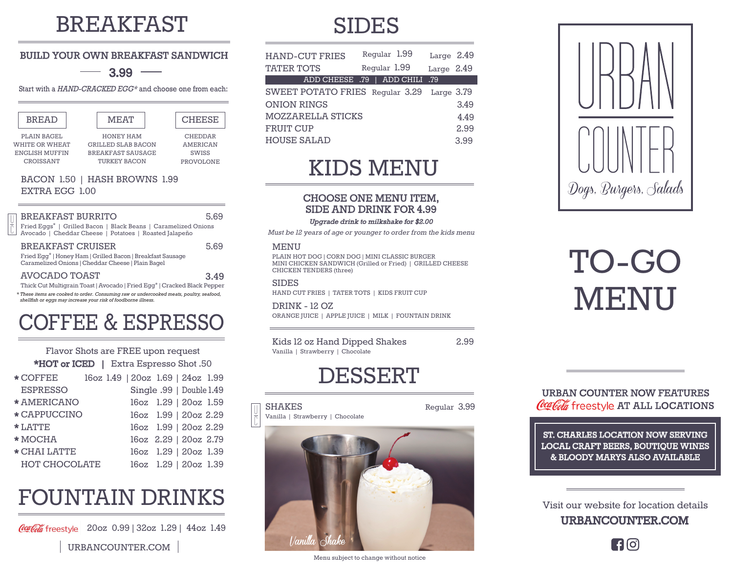# BREAKFAST

## BUILD YOUR OWN BREAKFAST SANDWICH

**3.99**

Start with a *HAND-CRACKED EGG** and choose one from each:

| BREAD | MEAT | CHEESE |
|---|---|---|
| PLAIN BAGEL | HONEY HAM | CHEDDAR |
| WHITE OR WHEAT | GRILLED SLAB BACON | AMERICAN |
| ENGLISH MUFFIN | BREAKFAST SAUSAGE | SWISS |
| CROISSANT | TURKEY BACON | PROVOLONE |

BACON 1.50 | HASH BROWNS 1.99
EXTRA EGG 1.00

**BREAKFAST BURRITO** 5.69
Fried Eggs* | Grilled Bacon | Black Beans | Caramelized Onions
Avocado | Cheddar Cheese | Potatoes | Roasted Jalapeño

**BREAKFAST CRUISER** 5.69
Fried Egg* | Honey Ham | Grilled Bacon | Breakfast Sausage
Caramelized Onions | Cheddar Cheese | Plain Bagel

**AVOCADO TOAST** 3.49
Thick Cut Multigrain Toast | Avocado | Fried Egg* | Cracked Black Pepper

*\* These items are cooked to order. Consuming raw or undercooked meats, poultry, seafood, shellfish or eggs may increase your risk of foodborne illness.*

# COFFEE & ESPRESSO

Flavor Shots are FREE upon request

**\*HOT or ICED** | Extra Espresso Shot .50

| | | | |
|---|---|---|---|
| * COFFEE | 16oz 1.49 | 20oz 1.69 | 24oz 1.99 |
| ESPRESSO | | Single .99 | Double 1.49 |
| * AMERICANO | | 16oz 1.29 | 20oz 1.59 |
| * CAPPUCCINO | | 16oz 1.99 | 20oz 2.29 |
| * LATTE | | 16oz 1.99 | 20oz 2.29 |
| * MOCHA | | 16oz 2.29 | 20oz 2.79 |
| * CHAI LATTE | | 16oz 1.29 | 20oz 1.39 |
| HOT CHOCOLATE | | 16oz 1.29 | 20oz 1.39 |

# FOUNTAIN DRINKS

Coca-Cola freestyle 20oz 0.99 | 32oz 1.29 | 44oz 1.49

URBANCOUNTER.COM

# SIDES

| | | |
|---|---|---|
| HAND-CUT FRIES | Regular 1.99 | Large 2.49 |
| TATER TOTS | Regular 1.99 | Large 2.49 |
| ADD CHEESE .79 \| ADD CHILI .79 | | |
| SWEET POTATO FRIES | Regular 3.29 | Large 3.79 |
| ONION RINGS | | 3.49 |
| MOZZARELLA STICKS | | 4.49 |
| FRUIT CUP | | 2.99 |
| HOUSE SALAD | | 3.99 |

# KIDS MENU

## CHOOSE ONE MENU ITEM, SIDE AND DRINK FOR 4.99

***Upgrade drink to milkshake for $2.00***

*Must be 12 years of age or younger to order from the kids menu*

**MENU**
PLAIN HOT DOG | CORN DOG | MINI CLASSIC BURGER
MINI CHICKEN SANDWICH (Grilled or Fried) | GRILLED CHEESE
CHICKEN TENDERS (three)

**SIDES**
HAND CUT FRIES | TATER TOTS | KIDS FRUIT CUP

**DRINK - 12 OZ**
ORANGE JUICE | APPLE JUICE | MILK | FOUNTAIN DRINK

Kids 12 oz Hand Dipped Shakes 2.99
Vanilla | Strawberry | Chocolate

# DESSERT

**SHAKES** Regular 3.99
Vanilla | Strawberry | Chocolate

Vanilla Shake

Menu subject to change without notice

# URBAN COUNTER

Dogs, Burgers, Salads

# TO-GO MENU

**URBAN COUNTER NOW FEATURES Coca-Cola freestyle AT ALL LOCATIONS**

**ST. CHARLES LOCATION NOW SERVING LOCAL CRAFT BEERS, BOUTIQUE WINES & BLOODY MARYS ALSO AVAILABLE**

Visit our website for location details

**URBANCOUNTER.COM**